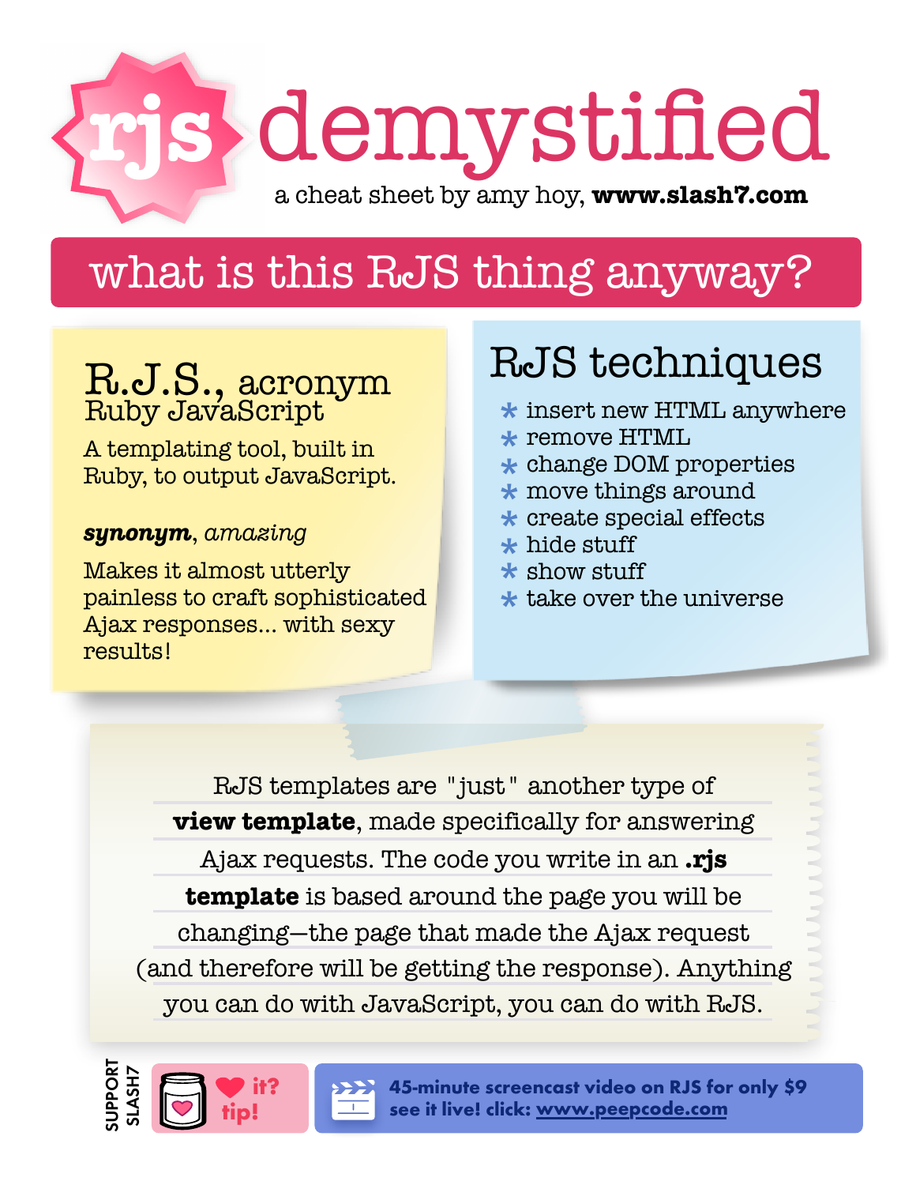# rjs demystified

a cheat sheet by amy hoy, **www.slash7.com**

## what is this RJS thing anyway?

### R.J.S., acronym
Ruby JavaScript

A templating tool, built in Ruby, to output JavaScript.

***synonym***, *amazing*

Makes it almost utterly painless to craft sophisticated Ajax responses... with sexy results!

### RJS techniques

* insert new HTML anywhere
* remove HTML
* change DOM properties
* move things around
* create special effects
* hide stuff
* show stuff
* take over the universe

RJS templates are "just" another type of **view template**, made specifically for answering Ajax requests. The code you write in an **.rjs template** is based around the page you will be changing—the page that made the Ajax request (and therefore will be getting the response). Anything you can do with JavaScript, you can do with RJS.

SUPPORT SLASH7

♥ it? tip!

**45-minute screencast video on RJS for only $9**
**see it live! click: www.peepcode.com**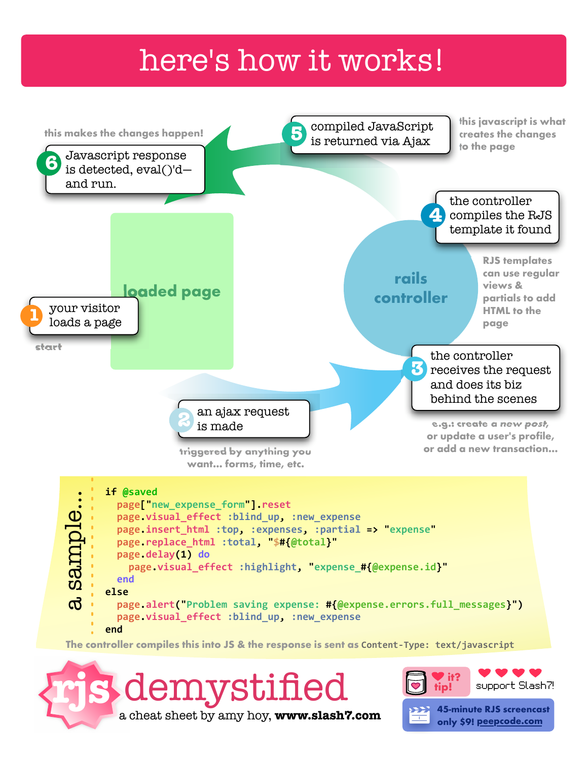# here's how it works!

**1** your visitor loads a page

*start*

**loaded page**

**2** an ajax request is made

*triggered by anything you want... forms, time, etc.*

**3** the controller receives the request and does its biz behind the scenes

*e.g.: create a* ***new post****, or update a user's profile, or add a new transaction...*

**rails controller**

**4** the controller compiles the RJS template it found

*RJS templates can use regular views & partials to add HTML to the page*

**5** compiled JavaScript is returned via Ajax

*this javascript is what creates the changes to the page*

**6** Javascript response is detected, eval()'d—and run.

*this makes the changes happen!*

## a sample...

```
if @saved
  page["new_expense_form"].reset
  page.visual_effect :blind_up, :new_expense
  page.insert_html :top, :expenses, :partial => "expense"
  page.replace_html :total, "$#{@total}"
  page.delay(1) do
    page.visual_effect :highlight, "expense_#{@expense.id}"
  end
else
  page.alert("Problem saving expense: #{@expense.errors.full_messages}")
  page.visual_effect :blind_up, :new_expense
end
```

The controller compiles this into JS & the response is sent as `Content-Type: text/javascript`

# rjs demystified

a cheat sheet by amy hoy, **www.slash7.com**

it? tip! support Slash7!

45-minute RJS screencast only $9! peepcode.com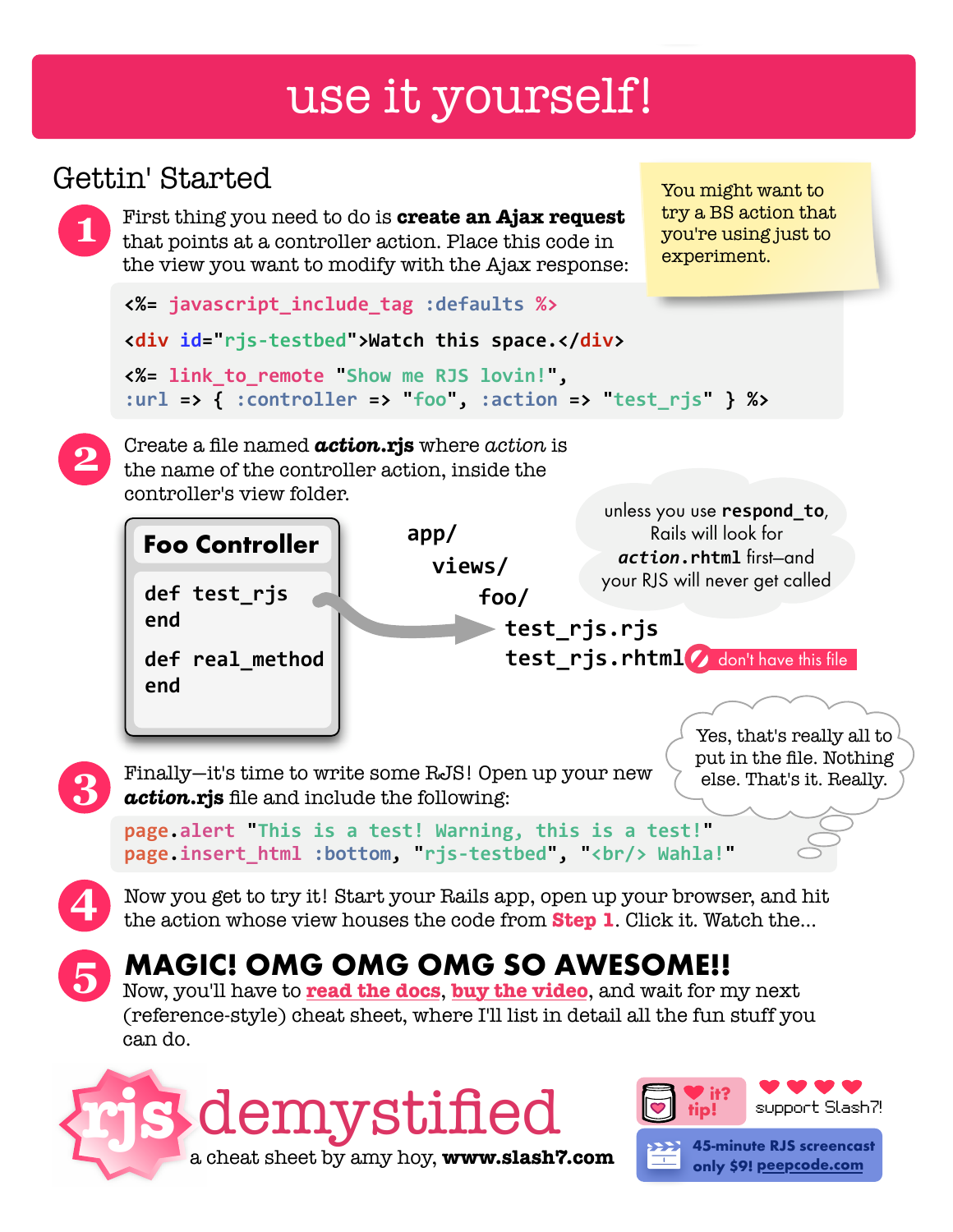# use it yourself!

## Gettin' Started

> You might want to try a BS action that you're using just to experiment.

**1** First thing you need to do is **create an Ajax request** that points at a controller action. Place this code in the view you want to modify with the Ajax response:

```
<%= javascript_include_tag :defaults %>
<div id="rjs-testbed">Watch this space.</div>
<%= link_to_remote "Show me RJS lovin!",
:url => { :controller => "foo", :action => "test_rjs" } %>
```

**2** Create a file named ***action*.rjs** where *action* is the name of the controller action, inside the controller's view folder.

**Foo Controller**

```
def test_rjs
end

def real_method
end
```

```
app/
  views/
    foo/
      test_rjs.rjs
      test_rjs.rhtml
```

test_rjs.rhtml — don't have this file

> unless you use **respond_to**, Rails will look for ***action*.rhtml** first—and your RJS will never get called

> Yes, that's really all to put in the file. Nothing else. That's it. Really.

**3** Finally—it's time to write some RJS! Open up your new ***action*.rjs** file and include the following:

```
page.alert "This is a test! Warning, this is a test!"
page.insert_html :bottom, "rjs-testbed", "<br/> Wahla!"
```

**4** Now you get to try it! Start your Rails app, open up your browser, and hit the action whose view houses the code from **Step 1**. Click it. Watch the...

**5** **MAGIC! OMG OMG OMG SO AWESOME!!**

Now, you'll have to **read the docs**, **buy the video**, and wait for my next (reference-style) cheat sheet, where I'll list in detail all the fun stuff you can do.

**rjs demystified**

a cheat sheet by amy hoy, **www.slash7.com**

♥ it? tip! support Slash7!

45-minute RJS screencast only $9! peepcode.com